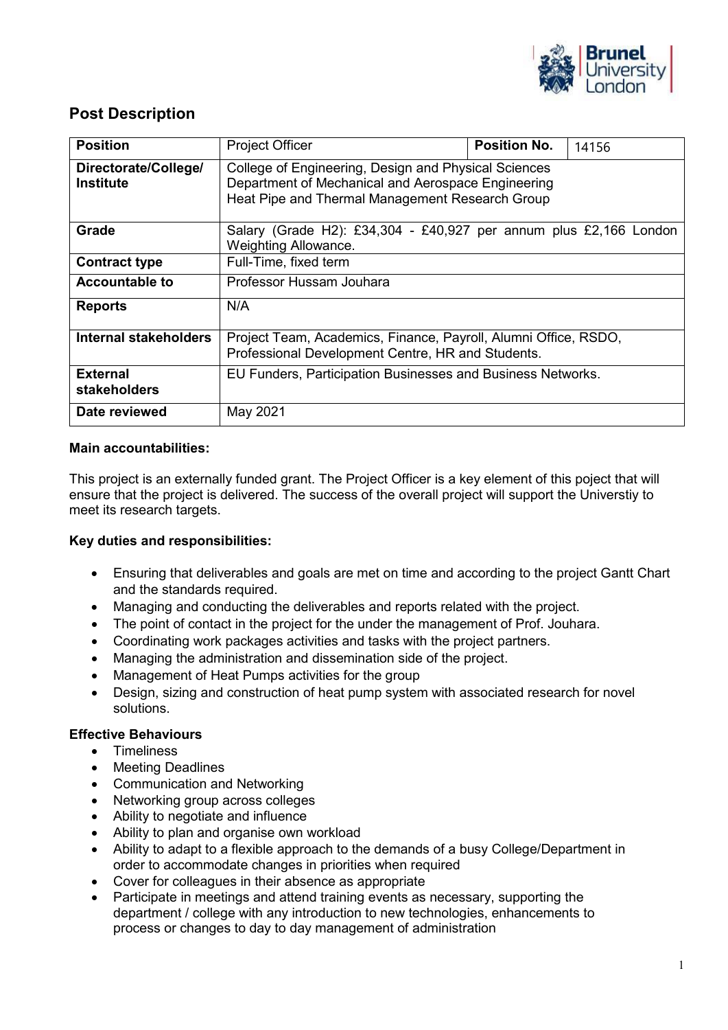# Post Description

| Position | Project Officer | Position No. | 14156 |
|---|---|---|---|
| Directorate/College/ Institute | College of Engineering, Design and Physical Sciences<br>Department of Mechanical and Aerospace Engineering<br>Heat Pipe and Thermal Management Research Group | | |
| Grade | Salary (Grade H2): £34,304 - £40,927 per annum plus £2,166 London Weighting Allowance. | | |
| Contract type | Full-Time, fixed term | | |
| Accountable to | Professor Hussam Jouhara | | |
| Reports | N/A | | |
| Internal stakeholders | Project Team, Academics, Finance, Payroll, Alumni Office, RSDO, Professional Development Centre, HR and Students. | | |
| External stakeholders | EU Funders, Participation Businesses and Business Networks. | | |
| Date reviewed | May 2021 | | |

**Main accountabilities:**

This project is an externally funded grant. The Project Officer is a key element of this poject that will ensure that the project is delivered. The success of the overall project will support the Universtiy to meet its research targets.

**Key duties and responsibilities:**

- Ensuring that deliverables and goals are met on time and according to the project Gantt Chart and the standards required.
- Managing and conducting the deliverables and reports related with the project.
- The point of contact in the project for the under the management of Prof. Jouhara.
- Coordinating work packages activities and tasks with the project partners.
- Managing the administration and dissemination side of the project.
- Management of Heat Pumps activities for the group
- Design, sizing and construction of heat pump system with associated research for novel solutions.

**Effective Behaviours**

- Timeliness
- Meeting Deadlines
- Communication and Networking
- Networking group across colleges
- Ability to negotiate and influence
- Ability to plan and organise own workload
- Ability to adapt to a flexible approach to the demands of a busy College/Department in order to accommodate changes in priorities when required
- Cover for colleagues in their absence as appropriate
- Participate in meetings and attend training events as necessary, supporting the department / college with any introduction to new technologies, enhancements to process or changes to day to day management of administration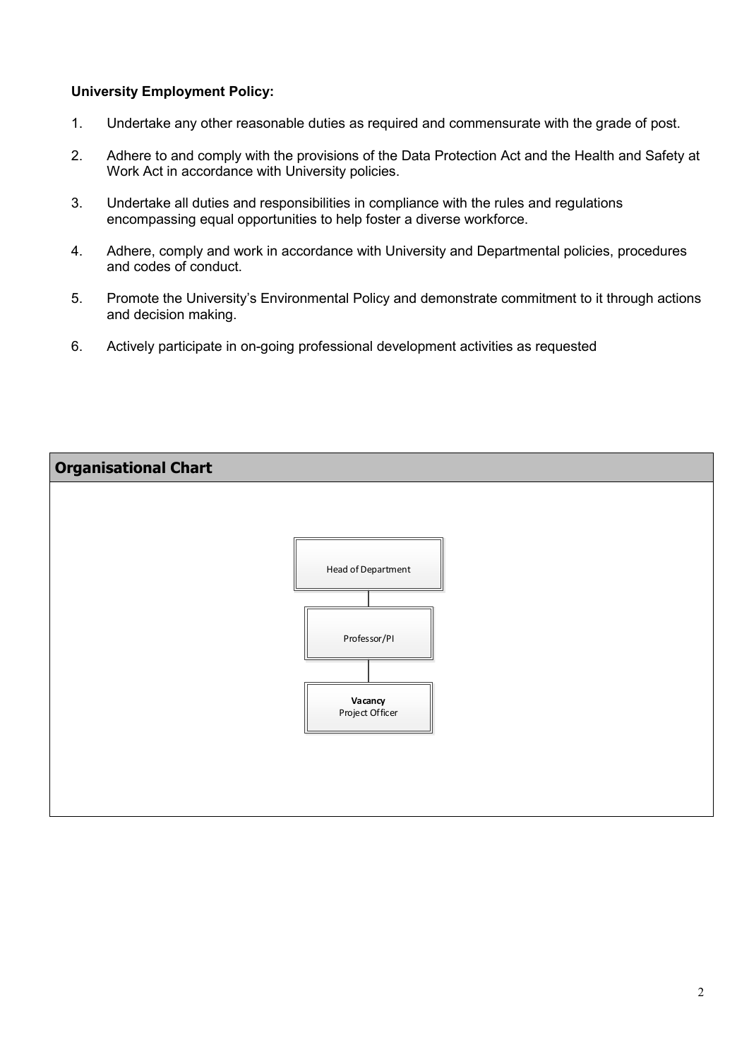**University Employment Policy:**

1. Undertake any other reasonable duties as required and commensurate with the grade of post.
2. Adhere to and comply with the provisions of the Data Protection Act and the Health and Safety at Work Act in accordance with University policies.
3. Undertake all duties and responsibilities in compliance with the rules and regulations encompassing equal opportunities to help foster a diverse workforce.
4. Adhere, comply and work in accordance with University and Departmental policies, procedures and codes of conduct.
5. Promote the University's Environmental Policy and demonstrate commitment to it through actions and decision making.
6. Actively participate in on-going professional development activities as requested

## Organisational Chart

Head of Department

Professor/PI

**Vacancy**
Project Officer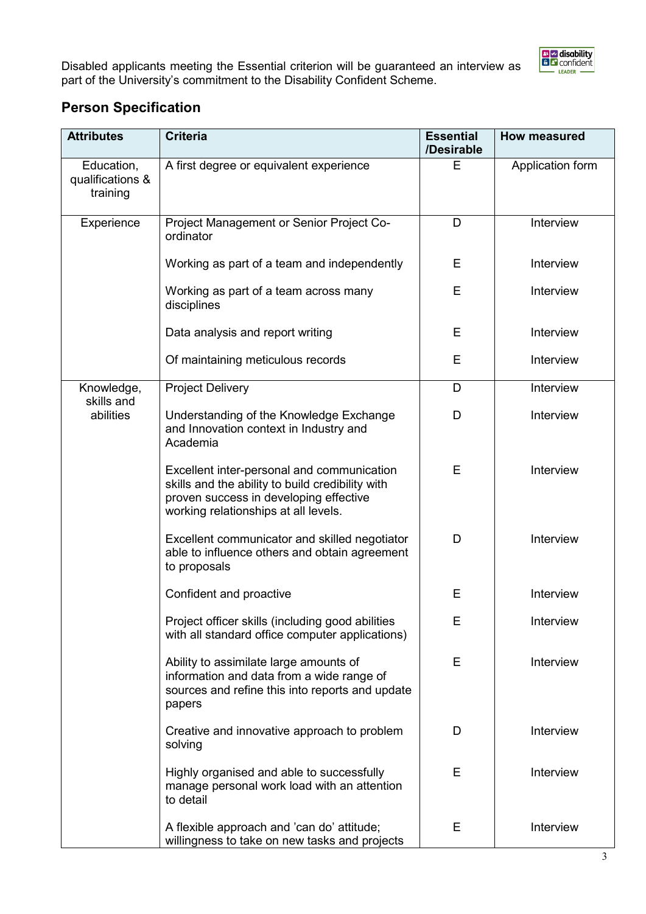Disabled applicants meeting the Essential criterion will be guaranteed an interview as part of the University's commitment to the Disability Confident Scheme.

## Person Specification

| Attributes | Criteria | Essential /Desirable | How measured |
|---|---|---|---|
| Education, qualifications & training | A first degree or equivalent experience | E | Application form |
| Experience | Project Management or Senior Project Co-ordinator | D | Interview |
| | Working as part of a team and independently | E | Interview |
| | Working as part of a team across many disciplines | E | Interview |
| | Data analysis and report writing | E | Interview |
| | Of maintaining meticulous records | E | Interview |
| Knowledge, skills and abilities | Project Delivery | D | Interview |
| | Understanding of the Knowledge Exchange and Innovation context in Industry and Academia | D | Interview |
| | Excellent inter-personal and communication skills and the ability to build credibility with proven success in developing effective working relationships at all levels. | E | Interview |
| | Excellent communicator and skilled negotiator able to influence others and obtain agreement to proposals | D | Interview |
| | Confident and proactive | E | Interview |
| | Project officer skills (including good abilities with all standard office computer applications) | E | Interview |
| | Ability to assimilate large amounts of information and data from a wide range of sources and refine this into reports and update papers | E | Interview |
| | Creative and innovative approach to problem solving | D | Interview |
| | Highly organised and able to successfully manage personal work load with an attention to detail | E | Interview |
| | A flexible approach and 'can do' attitude; willingness to take on new tasks and projects | E | Interview |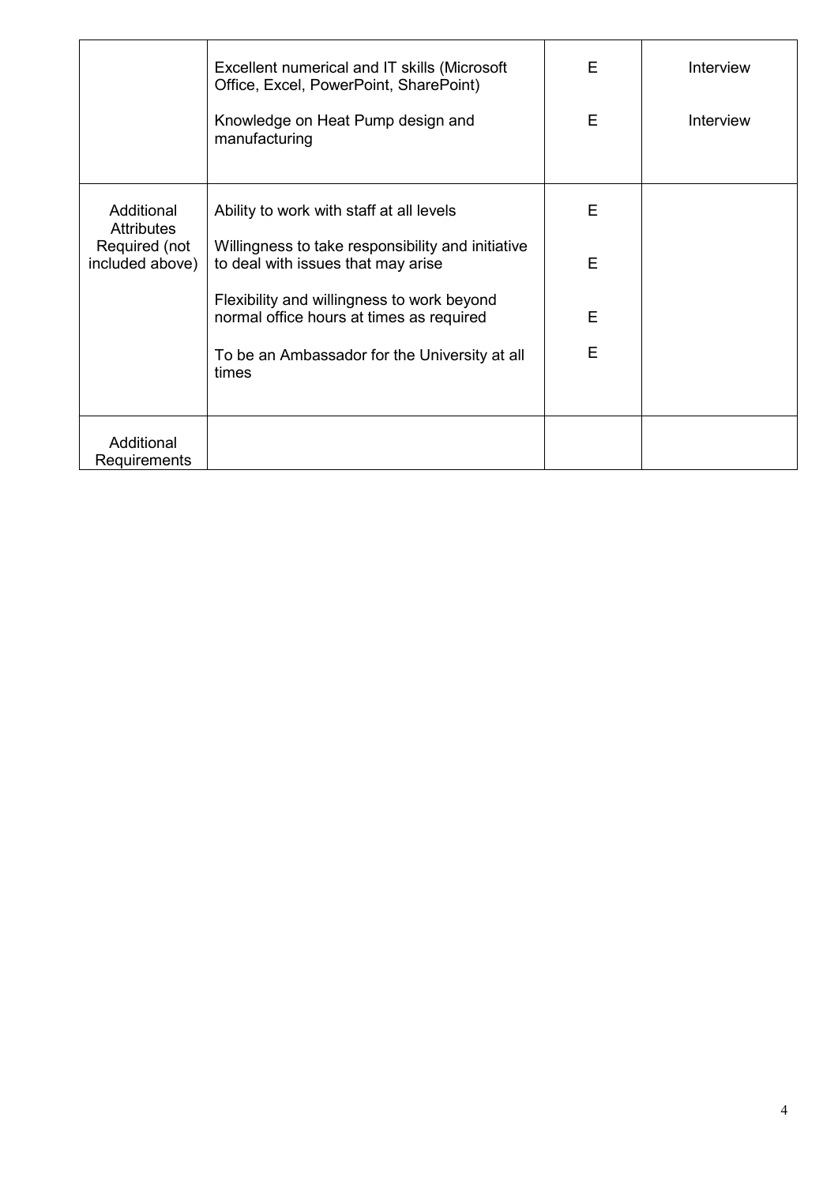|  |  |  |  |
|---|---|---|---|
|  | Excellent numerical and IT skills (Microsoft Office, Excel, PowerPoint, SharePoint) | E | Interview |
|  | Knowledge on Heat Pump design and manufacturing | E | Interview |
| Additional Attributes Required (not included above) | Ability to work with staff at all levels | E |  |
|  | Willingness to take responsibility and initiative to deal with issues that may arise | E |  |
|  | Flexibility and willingness to work beyond normal office hours at times as required | E |  |
|  | To be an Ambassador for the University at all times | E |  |
| Additional Requirements |  |  |  |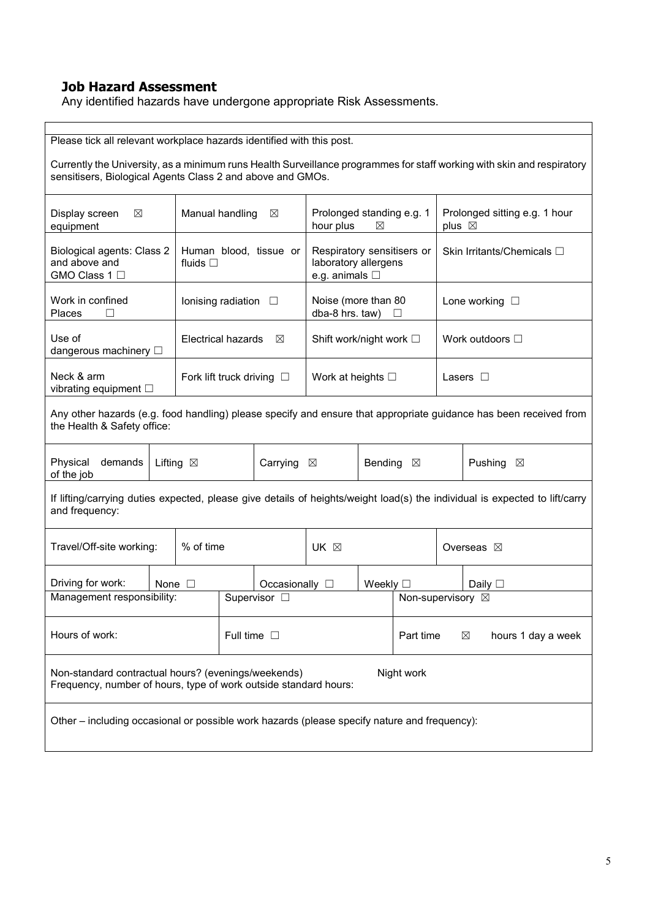## Job Hazard Assessment

Any identified hazards have undergone appropriate Risk Assessments.

Please tick all relevant workplace hazards identified with this post.

Currently the University, as a minimum runs Health Surveillance programmes for staff working with skin and respiratory sensitisers, Biological Agents Class 2 and above and GMOs.

| | | | |
|---|---|---|---|
| Display screen equipment ☒ | Manual handling ☒ | Prolonged standing e.g. 1 hour plus ☒ | Prolonged sitting e.g. 1 hour plus ☒ |
| Biological agents: Class 2 and above and GMO Class 1 ☐ | Human blood, tissue or fluids ☐ | Respiratory sensitisers or laboratory allergens e.g. animals ☐ | Skin Irritants/Chemicals ☐ |
| Work in confined Places ☐ | Ionising radiation ☐ | Noise (more than 80 dba-8 hrs. taw) ☐ | Lone working ☐ |
| Use of dangerous machinery ☐ | Electrical hazards ☒ | Shift work/night work ☐ | Work outdoors ☐ |
| Neck & arm vibrating equipment ☐ | Fork lift truck driving ☐ | Work at heights ☐ | Lasers ☐ |

Any other hazards (e.g. food handling) please specify and ensure that appropriate guidance has been received from the Health & Safety office:

| | | | | |
|---|---|---|---|---|
| Physical demands of the job | Lifting ☒ | Carrying ☒ | Bending ☒ | Pushing ☒ |

If lifting/carrying duties expected, please give details of heights/weight load(s) the individual is expected to lift/carry and frequency:

| | | | |
|---|---|---|---|
| Travel/Off-site working: | % of time | UK ☒ | Overseas ☒ |

| | | | | |
|---|---|---|---|---|
| Driving for work: | None ☐ | Occasionally ☐ | Weekly ☐ | Daily ☐ |

| | | |
|---|---|---|
| Management responsibility: | Supervisor ☐ | Non-supervisory ☒ |
| Hours of work: | Full time ☐ | Part time ☒ hours 1 day a week |

Non-standard contractual hours? (evenings/weekends) Night work

Frequency, number of hours, type of work outside standard hours:

Other – including occasional or possible work hazards (please specify nature and frequency):